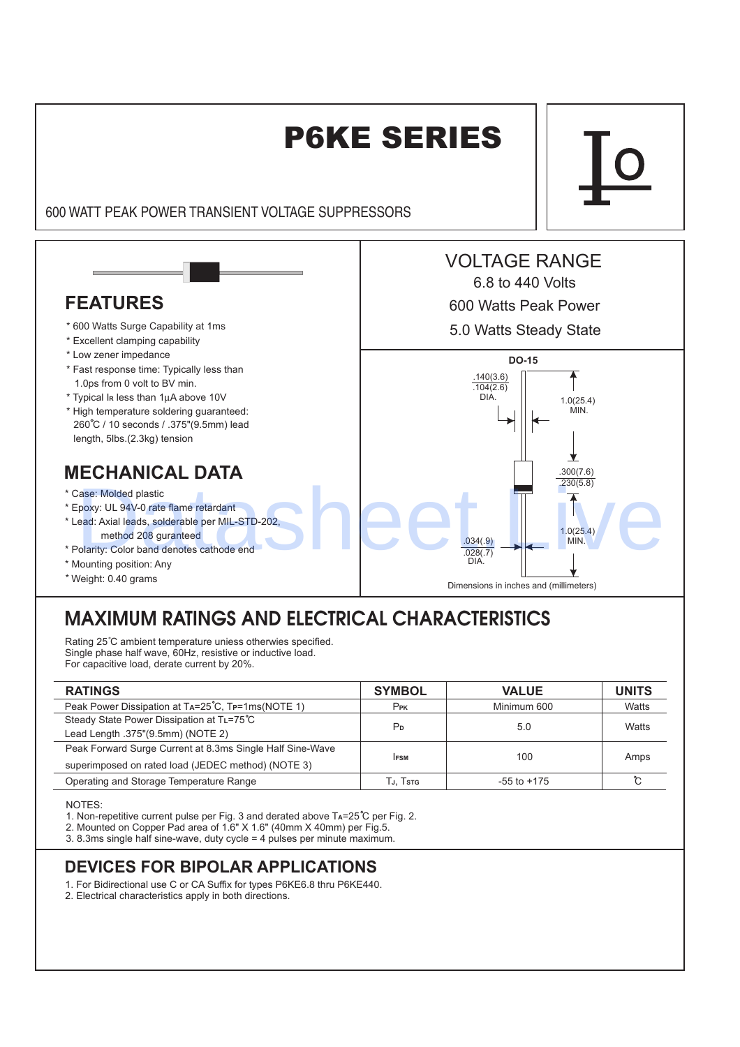# P6KE SERIES

600 WATT PEAK POWER TRANSIENT VOLTAGE SUPPRESSORS

## VOLTAGE RANGE

6.8 to 440 Volts

600 Watts Peak Power

5.0 Watts Steady State

## FEATURES

* 600 Watts Surge Capability at 1ms
* Excellent clamping capability
* Low zener impedance
* Fast response time: Typically less than 1.0ps from 0 volt to BV min.
* Typical $I_R$ less than 1μA above 10V
* High temperature soldering guaranteed: 260℃ / 10 seconds / .375"(9.5mm) lead length, 5lbs.(2.3kg) tension

## MECHANICAL DATA

* Case: Molded plastic
* Epoxy: UL 94V-0 rate flame retardant
* Lead: Axial leads, solderable per MIL-STD-202, method 208 guranteed
* Polarity: Color band denotes cathode end
* Mounting position: Any
* Weight: 0.40 grams

DO-15

.140(3.6)
.104(2.6)
DIA.

1.0(25.4)
MIN.

.300(7.6)
.230(5.8)

1.0(25.4)
MIN.

.034(.9)
.028(.7)
DIA.

Dimensions in inches and (millimeters)

## MAXIMUM RATINGS AND ELECTRICAL CHARACTERISTICS

Rating 25℃ ambient temperature uniess otherwies specified.
Single phase half wave, 60Hz, resistive or inductive load.
For capacitive load, derate current by 20%.

| RATINGS | SYMBOL | VALUE | UNITS |
|---|---|---|---|
| Peak Power Dissipation at $T_A$=25℃, $T_P$=1ms(NOTE 1) | $P_{PK}$ | Minimum 600 | Watts |
| Steady State Power Dissipation at $T_L$=75℃ Lead Length .375"(9.5mm) (NOTE 2) | $P_D$ | 5.0 | Watts |
| Peak Forward Surge Current at 8.3ms Single Half Sine-Wave superimposed on rated load (JEDEC method) (NOTE 3) | $I_{FSM}$ | 100 | Amps |
| Operating and Storage Temperature Range | $T_J$, $T_{STG}$ | -55 to +175 | ℃ |

NOTES:
1. Non-repetitive current pulse per Fig. 3 and derated above $T_A$=25℃ per Fig. 2.
2. Mounted on Copper Pad area of 1.6" X 1.6" (40mm X 40mm) per Fig.5.
3. 8.3ms single half sine-wave, duty cycle = 4 pulses per minute maximum.

## DEVICES FOR BIPOLAR APPLICATIONS

1. For Bidirectional use C or CA Suffix for types P6KE6.8 thru P6KE440.
2. Electrical characteristics apply in both directions.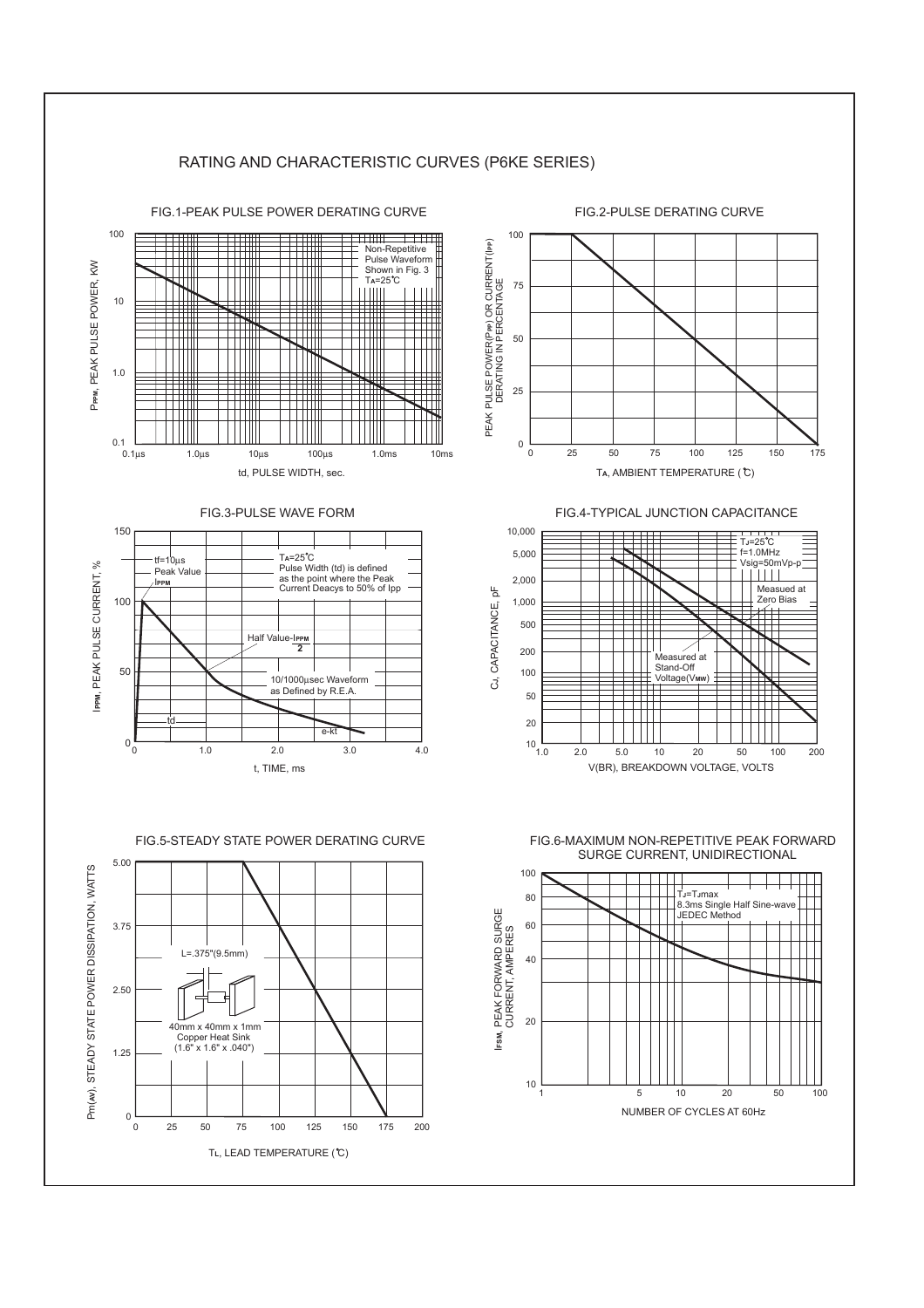# RATING AND CHARACTERISTIC CURVES (P6KE SERIES)

FIG.1-PEAK PULSE POWER DERATING CURVE

$P_{PPM}$, PEAK PULSE POWER, KW

Non-Repetitive Pulse Waveform Shown in Fig. 3 $T_A$=25℃

td, PULSE WIDTH, sec.

FIG.2-PULSE DERATING CURVE

PEAK PULSE POWER($P_{PP}$) OR CURRENT($I_{PP}$) DERATING IN PERCENTAGE

$T_A$, AMBIENT TEMPERATURE (℃)

FIG.3-PULSE WAVE FORM

$I_{PPM}$, PEAK PULSE CURRENT, %

tf=10μs Peak Value $I_{PPM}$

$T_A$=25℃ Pulse Width (td) is defined as the point where the Peak Current Deacys to 50% of Ipp

Half Value-$\frac{I_{PPM}}{2}$

10/1000μsec Waveform as Defined by R.E.A.

td

e-kt

t, TIME, ms

FIG.4-TYPICAL JUNCTION CAPACITANCE

$C_J$, CAPACITANCE, pF

$T_J$=25℃ f=1.0MHz Vsig=50mVp-p

Measued at Zero Bias

Measured at Stand-Off Voltage($V_{MW}$)

V(BR), BREAKDOWN VOLTAGE, VOLTS

FIG.5-STEADY STATE POWER DERATING CURVE

Pm(AV), STEADY STATE POWER DISSIPATION, WATTS

L=.375"(9.5mm)

40mm x 40mm x 1mm Copper Heat Sink (1.6" x 1.6" x .040")

$T_L$, LEAD TEMPERATURE (℃)

FIG.6-MAXIMUM NON-REPETITIVE PEAK FORWARD SURGE CURRENT, UNIDIRECTIONAL

$I_{FSM}$, PEAK FORWARD SURGE CURRENT, AMPERES

$T_J$=$T_J$max 8.3ms Single Half Sine-wave JEDEC Method

NUMBER OF CYCLES AT 60Hz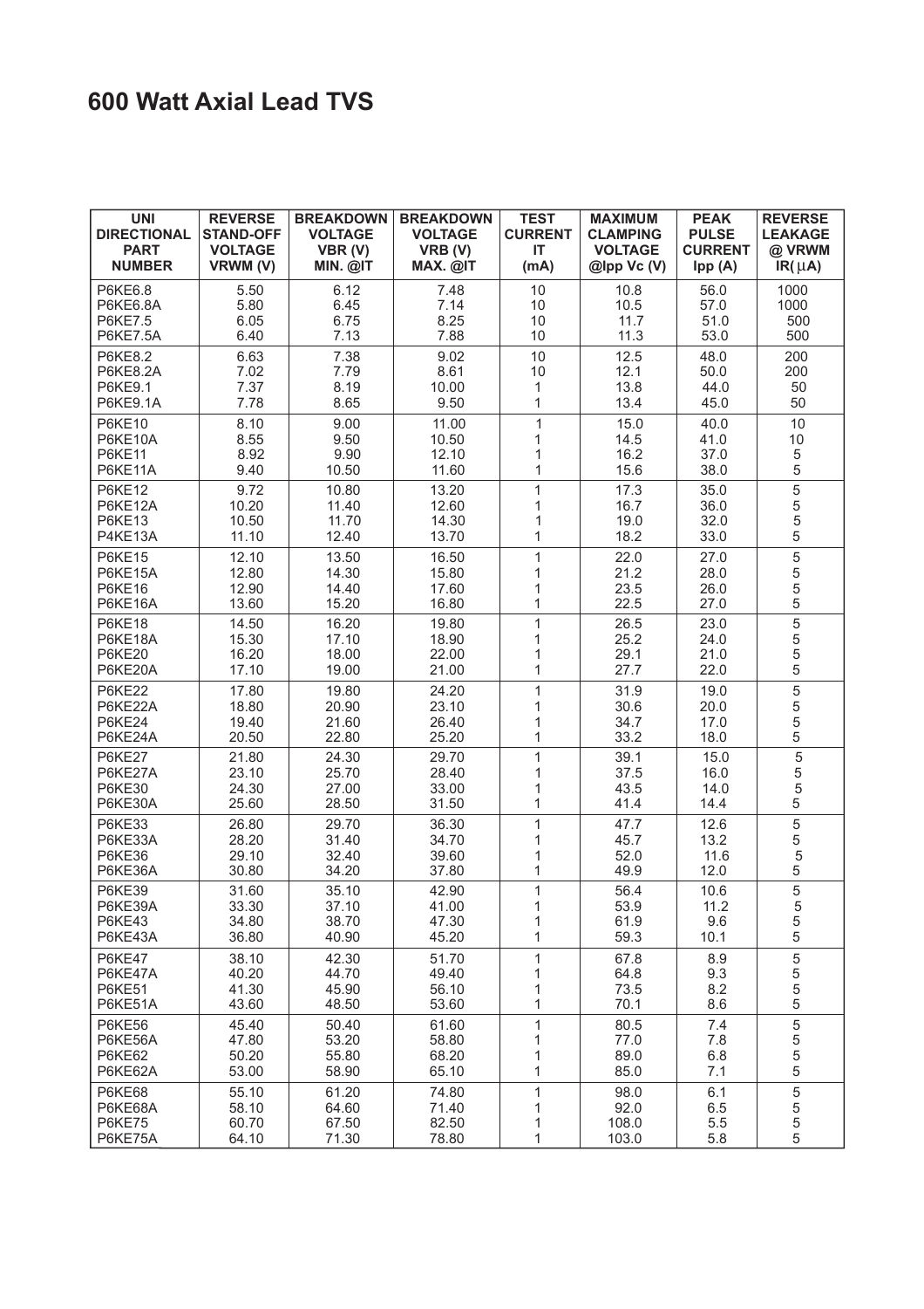# 600 Watt Axial Lead TVS

| UNI DIRECTIONAL PART NUMBER | REVERSE STAND-OFF VOLTAGE VRWM (V) | BREAKDOWN VOLTAGE VBR (V) MIN. @IT | BREAKDOWN VOLTAGE VRB (V) MAX. @IT | TEST CURRENT IT (mA) | MAXIMUM CLAMPING VOLTAGE @Ipp Vc (V) | PEAK PULSE CURRENT Ipp (A) | REVERSE LEAKAGE @ VRWM IR(μA) |
|---|---|---|---|---|---|---|---|
| P6KE6.8 | 5.50 | 6.12 | 7.48 | 10 | 10.8 | 56.0 | 1000 |
| P6KE6.8A | 5.80 | 6.45 | 7.14 | 10 | 10.5 | 57.0 | 1000 |
| P6KE7.5 | 6.05 | 6.75 | 8.25 | 10 | 11.7 | 51.0 | 500 |
| P6KE7.5A | 6.40 | 7.13 | 7.88 | 10 | 11.3 | 53.0 | 500 |
| P6KE8.2 | 6.63 | 7.38 | 9.02 | 10 | 12.5 | 48.0 | 200 |
| P6KE8.2A | 7.02 | 7.79 | 8.61 | 10 | 12.1 | 50.0 | 200 |
| P6KE9.1 | 7.37 | 8.19 | 10.00 | 1 | 13.8 | 44.0 | 50 |
| P6KE9.1A | 7.78 | 8.65 | 9.50 | 1 | 13.4 | 45.0 | 50 |
| P6KE10 | 8.10 | 9.00 | 11.00 | 1 | 15.0 | 40.0 | 10 |
| P6KE10A | 8.55 | 9.50 | 10.50 | 1 | 14.5 | 41.0 | 10 |
| P6KE11 | 8.92 | 9.90 | 12.10 | 1 | 16.2 | 37.0 | 5 |
| P6KE11A | 9.40 | 10.50 | 11.60 | 1 | 15.6 | 38.0 | 5 |
| P6KE12 | 9.72 | 10.80 | 13.20 | 1 | 17.3 | 35.0 | 5 |
| P6KE12A | 10.20 | 11.40 | 12.60 | 1 | 16.7 | 36.0 | 5 |
| P6KE13 | 10.50 | 11.70 | 14.30 | 1 | 19.0 | 32.0 | 5 |
| P4KE13A | 11.10 | 12.40 | 13.70 | 1 | 18.2 | 33.0 | 5 |
| P6KE15 | 12.10 | 13.50 | 16.50 | 1 | 22.0 | 27.0 | 5 |
| P6KE15A | 12.80 | 14.30 | 15.80 | 1 | 21.2 | 28.0 | 5 |
| P6KE16 | 12.90 | 14.40 | 17.60 | 1 | 23.5 | 26.0 | 5 |
| P6KE16A | 13.60 | 15.20 | 16.80 | 1 | 22.5 | 27.0 | 5 |
| P6KE18 | 14.50 | 16.20 | 19.80 | 1 | 26.5 | 23.0 | 5 |
| P6KE18A | 15.30 | 17.10 | 18.90 | 1 | 25.2 | 24.0 | 5 |
| P6KE20 | 16.20 | 18.00 | 22.00 | 1 | 29.1 | 21.0 | 5 |
| P6KE20A | 17.10 | 19.00 | 21.00 | 1 | 27.7 | 22.0 | 5 |
| P6KE22 | 17.80 | 19.80 | 24.20 | 1 | 31.9 | 19.0 | 5 |
| P6KE22A | 18.80 | 20.90 | 23.10 | 1 | 30.6 | 20.0 | 5 |
| P6KE24 | 19.40 | 21.60 | 26.40 | 1 | 34.7 | 17.0 | 5 |
| P6KE24A | 20.50 | 22.80 | 25.20 | 1 | 33.2 | 18.0 | 5 |
| P6KE27 | 21.80 | 24.30 | 29.70 | 1 | 39.1 | 15.0 | 5 |
| P6KE27A | 23.10 | 25.70 | 28.40 | 1 | 37.5 | 16.0 | 5 |
| P6KE30 | 24.30 | 27.00 | 33.00 | 1 | 43.5 | 14.0 | 5 |
| P6KE30A | 25.60 | 28.50 | 31.50 | 1 | 41.4 | 14.4 | 5 |
| P6KE33 | 26.80 | 29.70 | 36.30 | 1 | 47.7 | 12.6 | 5 |
| P6KE33A | 28.20 | 31.40 | 34.70 | 1 | 45.7 | 13.2 | 5 |
| P6KE36 | 29.10 | 32.40 | 39.60 | 1 | 52.0 | 11.6 | 5 |
| P6KE36A | 30.80 | 34.20 | 37.80 | 1 | 49.9 | 12.0 | 5 |
| P6KE39 | 31.60 | 35.10 | 42.90 | 1 | 56.4 | 10.6 | 5 |
| P6KE39A | 33.30 | 37.10 | 41.00 | 1 | 53.9 | 11.2 | 5 |
| P6KE43 | 34.80 | 38.70 | 47.30 | 1 | 61.9 | 9.6 | 5 |
| P6KE43A | 36.80 | 40.90 | 45.20 | 1 | 59.3 | 10.1 | 5 |
| P6KE47 | 38.10 | 42.30 | 51.70 | 1 | 67.8 | 8.9 | 5 |
| P6KE47A | 40.20 | 44.70 | 49.40 | 1 | 64.8 | 9.3 | 5 |
| P6KE51 | 41.30 | 45.90 | 56.10 | 1 | 73.5 | 8.2 | 5 |
| P6KE51A | 43.60 | 48.50 | 53.60 | 1 | 70.1 | 8.6 | 5 |
| P6KE56 | 45.40 | 50.40 | 61.60 | 1 | 80.5 | 7.4 | 5 |
| P6KE56A | 47.80 | 53.20 | 58.80 | 1 | 77.0 | 7.8 | 5 |
| P6KE62 | 50.20 | 55.80 | 68.20 | 1 | 89.0 | 6.8 | 5 |
| P6KE62A | 53.00 | 58.90 | 65.10 | 1 | 85.0 | 7.1 | 5 |
| P6KE68 | 55.10 | 61.20 | 74.80 | 1 | 98.0 | 6.1 | 5 |
| P6KE68A | 58.10 | 64.60 | 71.40 | 1 | 92.0 | 6.5 | 5 |
| P6KE75 | 60.70 | 67.50 | 82.50 | 1 | 108.0 | 5.5 | 5 |
| P6KE75A | 64.10 | 71.30 | 78.80 | 1 | 103.0 | 5.8 | 5 |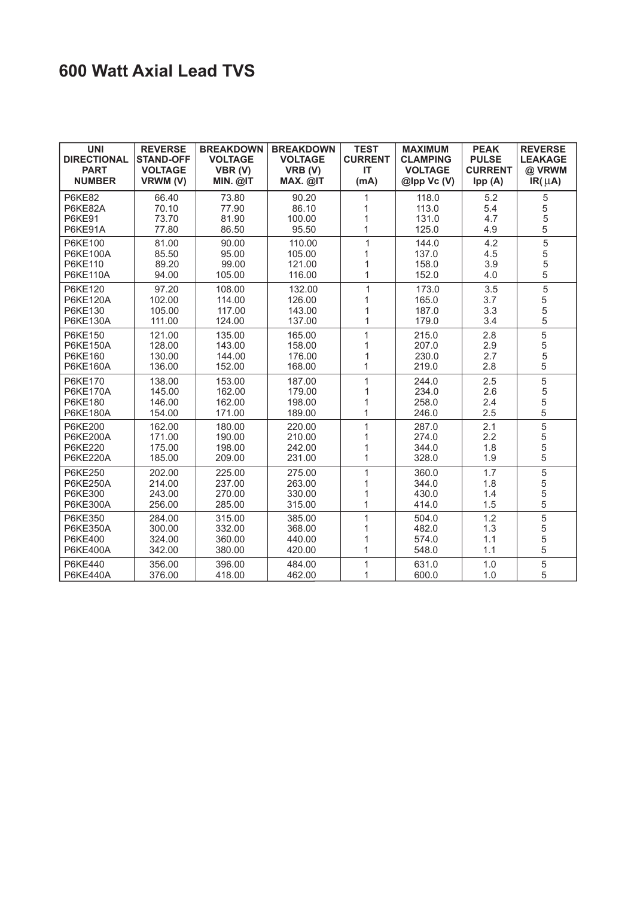# 600 Watt Axial Lead TVS

| UNI DIRECTIONAL PART NUMBER | REVERSE STAND-OFF VOLTAGE VRWM (V) | BREAKDOWN VOLTAGE VBR (V) MIN. @IT | BREAKDOWN VOLTAGE VRB (V) MAX. @IT | TEST CURRENT IT (mA) | MAXIMUM CLAMPING VOLTAGE @Ipp Vc (V) | PEAK PULSE CURRENT Ipp (A) | REVERSE LEAKAGE @ VRWM IR(μA) |
|---|---|---|---|---|---|---|---|
| P6KE82 | 66.40 | 73.80 | 90.20 | 1 | 118.0 | 5.2 | 5 |
| P6KE82A | 70.10 | 77.90 | 86.10 | 1 | 113.0 | 5.4 | 5 |
| P6KE91 | 73.70 | 81.90 | 100.00 | 1 | 131.0 | 4.7 | 5 |
| P6KE91A | 77.80 | 86.50 | 95.50 | 1 | 125.0 | 4.9 | 5 |
| P6KE100 | 81.00 | 90.00 | 110.00 | 1 | 144.0 | 4.2 | 5 |
| P6KE100A | 85.50 | 95.00 | 105.00 | 1 | 137.0 | 4.5 | 5 |
| P6KE110 | 89.20 | 99.00 | 121.00 | 1 | 158.0 | 3.9 | 5 |
| P6KE110A | 94.00 | 105.00 | 116.00 | 1 | 152.0 | 4.0 | 5 |
| P6KE120 | 97.20 | 108.00 | 132.00 | 1 | 173.0 | 3.5 | 5 |
| P6KE120A | 102.00 | 114.00 | 126.00 | 1 | 165.0 | 3.7 | 5 |
| P6KE130 | 105.00 | 117.00 | 143.00 | 1 | 187.0 | 3.3 | 5 |
| P6KE130A | 111.00 | 124.00 | 137.00 | 1 | 179.0 | 3.4 | 5 |
| P6KE150 | 121.00 | 135.00 | 165.00 | 1 | 215.0 | 2.8 | 5 |
| P6KE150A | 128.00 | 143.00 | 158.00 | 1 | 207.0 | 2.9 | 5 |
| P6KE160 | 130.00 | 144.00 | 176.00 | 1 | 230.0 | 2.7 | 5 |
| P6KE160A | 136.00 | 152.00 | 168.00 | 1 | 219.0 | 2.8 | 5 |
| P6KE170 | 138.00 | 153.00 | 187.00 | 1 | 244.0 | 2.5 | 5 |
| P6KE170A | 145.00 | 162.00 | 179.00 | 1 | 234.0 | 2.6 | 5 |
| P6KE180 | 146.00 | 162.00 | 198.00 | 1 | 258.0 | 2.4 | 5 |
| P6KE180A | 154.00 | 171.00 | 189.00 | 1 | 246.0 | 2.5 | 5 |
| P6KE200 | 162.00 | 180.00 | 220.00 | 1 | 287.0 | 2.1 | 5 |
| P6KE200A | 171.00 | 190.00 | 210.00 | 1 | 274.0 | 2.2 | 5 |
| P6KE220 | 175.00 | 198.00 | 242.00 | 1 | 344.0 | 1.8 | 5 |
| P6KE220A | 185.00 | 209.00 | 231.00 | 1 | 328.0 | 1.9 | 5 |
| P6KE250 | 202.00 | 225.00 | 275.00 | 1 | 360.0 | 1.7 | 5 |
| P6KE250A | 214.00 | 237.00 | 263.00 | 1 | 344.0 | 1.8 | 5 |
| P6KE300 | 243.00 | 270.00 | 330.00 | 1 | 430.0 | 1.4 | 5 |
| P6KE300A | 256.00 | 285.00 | 315.00 | 1 | 414.0 | 1.5 | 5 |
| P6KE350 | 284.00 | 315.00 | 385.00 | 1 | 504.0 | 1.2 | 5 |
| P6KE350A | 300.00 | 332.00 | 368.00 | 1 | 482.0 | 1.3 | 5 |
| P6KE400 | 324.00 | 360.00 | 440.00 | 1 | 574.0 | 1.1 | 5 |
| P6KE400A | 342.00 | 380.00 | 420.00 | 1 | 548.0 | 1.1 | 5 |
| P6KE440 | 356.00 | 396.00 | 484.00 | 1 | 631.0 | 1.0 | 5 |
| P6KE440A | 376.00 | 418.00 | 462.00 | 1 | 600.0 | 1.0 | 5 |